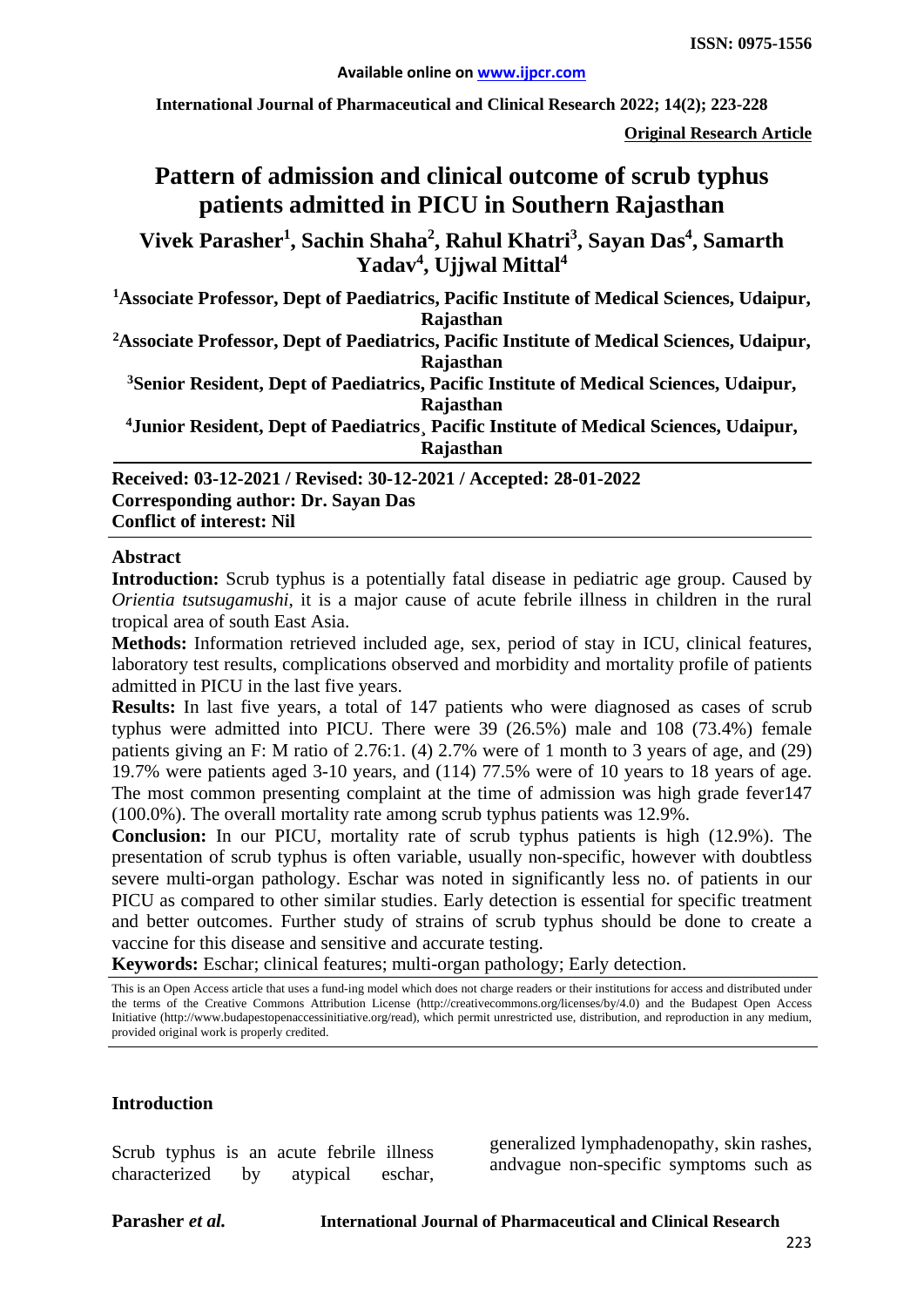**Original Research Article**

# Pattern of admission and clinical outcome of scrub typhus patients admitted in PICU in Southern Rajasthan

**Vivek Parasher[1], Sachin Shaha[2], Rahul Khatri[3], Sayan Das[4], Samarth Yadav[4], Ujjwal Mittal[4]**

**[1]Associate Professor, Dept of Paediatrics, Pacific Institute of Medical Sciences, Udaipur, Rajasthan**

**[2]Associate Professor, Dept of Paediatrics, Pacific Institute of Medical Sciences, Udaipur, Rajasthan**

**[3]Senior Resident, Dept of Paediatrics, Pacific Institute of Medical Sciences, Udaipur, Rajasthan**

**[4]Junior Resident, Dept of Paediatrics¸ Pacific Institute of Medical Sciences, Udaipur, Rajasthan**

**Received: 03-12-2021 / Revised: 30-12-2021 / Accepted: 28-01-2022**
**Corresponding author: Dr. Sayan Das**
**Conflict of interest: Nil**

## Abstract

**Introduction:** Scrub typhus is a potentially fatal disease in pediatric age group. Caused by *Orientia tsutsugamushi*, it is a major cause of acute febrile illness in children in the rural tropical area of south East Asia.

**Methods:** Information retrieved included age, sex, period of stay in ICU, clinical features, laboratory test results, complications observed and morbidity and mortality profile of patients admitted in PICU in the last five years.

**Results:** In last five years, a total of 147 patients who were diagnosed as cases of scrub typhus were admitted into PICU. There were 39 (26.5%) male and 108 (73.4%) female patients giving an F: M ratio of 2.76:1. (4) 2.7% were of 1 month to 3 years of age, and (29) 19.7% were patients aged 3-10 years, and (114) 77.5% were of 10 years to 18 years of age. The most common presenting complaint at the time of admission was high grade fever147 (100.0%). The overall mortality rate among scrub typhus patients was 12.9%.

**Conclusion:** In our PICU, mortality rate of scrub typhus patients is high (12.9%). The presentation of scrub typhus is often variable, usually non-specific, however with doubtless severe multi-organ pathology. Eschar was noted in significantly less no. of patients in our PICU as compared to other similar studies. Early detection is essential for specific treatment and better outcomes. Further study of strains of scrub typhus should be done to create a vaccine for this disease and sensitive and accurate testing.

**Keywords:** Eschar; clinical features; multi-organ pathology; Early detection.

This is an Open Access article that uses a fund-ing model which does not charge readers or their institutions for access and distributed under the terms of the Creative Commons Attribution License (http://creativecommons.org/licenses/by/4.0) and the Budapest Open Access Initiative (http://www.budapestopenaccessinitiative.org/read), which permit unrestricted use, distribution, and reproduction in any medium, provided original work is properly credited.

## Introduction

Scrub typhus is an acute febrile illness characterized by atypical eschar, generalized lymphadenopathy, skin rashes, andvague non-specific symptoms such as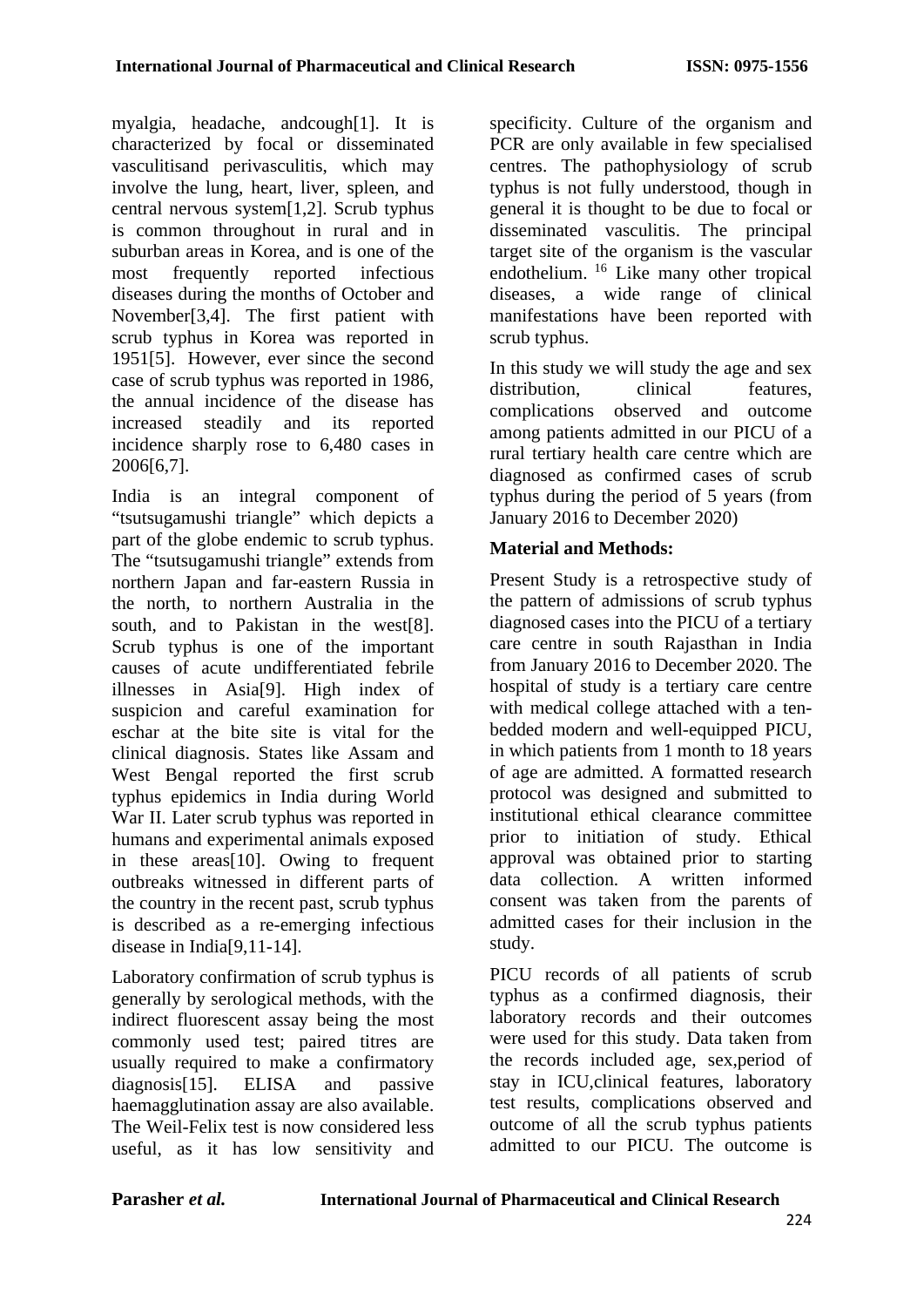myalgia, headache, andcough[1]. It is characterized by focal or disseminated vasculitisand perivasculitis, which may involve the lung, heart, liver, spleen, and central nervous system[1,2]. Scrub typhus is common throughout in rural and in suburban areas in Korea, and is one of the most frequently reported infectious diseases during the months of October and November[3,4]. The first patient with scrub typhus in Korea was reported in 1951[5]. However, ever since the second case of scrub typhus was reported in 1986, the annual incidence of the disease has increased steadily and its reported incidence sharply rose to 6,480 cases in 2006[6,7].

India is an integral component of "tsutsugamushi triangle" which depicts a part of the globe endemic to scrub typhus. The "tsutsugamushi triangle" extends from northern Japan and far-eastern Russia in the north, to northern Australia in the south, and to Pakistan in the west[8]. Scrub typhus is one of the important causes of acute undifferentiated febrile illnesses in Asia[9]. High index of suspicion and careful examination for eschar at the bite site is vital for the clinical diagnosis. States like Assam and West Bengal reported the first scrub typhus epidemics in India during World War II. Later scrub typhus was reported in humans and experimental animals exposed in these areas[10]. Owing to frequent outbreaks witnessed in different parts of the country in the recent past, scrub typhus is described as a re-emerging infectious disease in India[9,11-14].

Laboratory confirmation of scrub typhus is generally by serological methods, with the indirect fluorescent assay being the most commonly used test; paired titres are usually required to make a confirmatory diagnosis[15]. ELISA and passive haemagglutination assay are also available. The Weil-Felix test is now considered less useful, as it has low sensitivity and specificity. Culture of the organism and PCR are only available in few specialised centres. The pathophysiology of scrub typhus is not fully understood, though in general it is thought to be due to focal or disseminated vasculitis. The principal target site of the organism is the vascular endothelium. [16] Like many other tropical diseases, a wide range of clinical manifestations have been reported with scrub typhus.

In this study we will study the age and sex distribution, clinical features, complications observed and outcome among patients admitted in our PICU of a rural tertiary health care centre which are diagnosed as confirmed cases of scrub typhus during the period of 5 years (from January 2016 to December 2020)

## Material and Methods:

Present Study is a retrospective study of the pattern of admissions of scrub typhus diagnosed cases into the PICU of a tertiary care centre in south Rajasthan in India from January 2016 to December 2020. The hospital of study is a tertiary care centre with medical college attached with a ten-bedded modern and well-equipped PICU, in which patients from 1 month to 18 years of age are admitted. A formatted research protocol was designed and submitted to institutional ethical clearance committee prior to initiation of study. Ethical approval was obtained prior to starting data collection. A written informed consent was taken from the parents of admitted cases for their inclusion in the study.

PICU records of all patients of scrub typhus as a confirmed diagnosis, their laboratory records and their outcomes were used for this study. Data taken from the records included age, sex,period of stay in ICU,clinical features, laboratory test results, complications observed and outcome of all the scrub typhus patients admitted to our PICU. The outcome is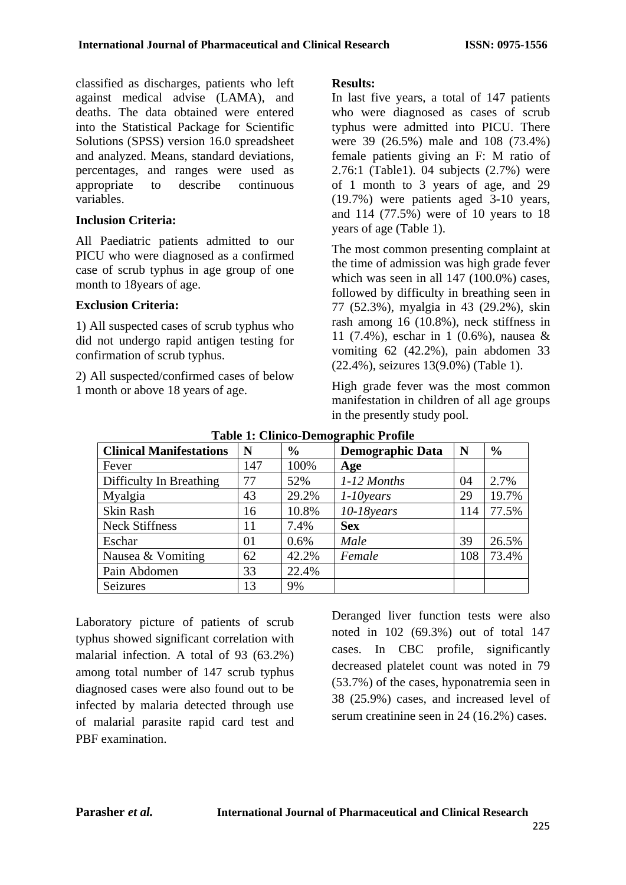classified as discharges, patients who left against medical advise (LAMA), and deaths. The data obtained were entered into the Statistical Package for Scientific Solutions (SPSS) version 16.0 spreadsheet and analyzed. Means, standard deviations, percentages, and ranges were used as appropriate to describe continuous variables.

**Inclusion Criteria:**

All Paediatric patients admitted to our PICU who were diagnosed as a confirmed case of scrub typhus in age group of one month to 18years of age.

**Exclusion Criteria:**

1) All suspected cases of scrub typhus who did not undergo rapid antigen testing for confirmation of scrub typhus.

2) All suspected/confirmed cases of below 1 month or above 18 years of age.

**Results:**

In last five years, a total of 147 patients who were diagnosed as cases of scrub typhus were admitted into PICU. There were 39 (26.5%) male and 108 (73.4%) female patients giving an F: M ratio of 2.76:1 (Table1). 04 subjects (2.7%) were of 1 month to 3 years of age, and 29 (19.7%) were patients aged 3-10 years, and 114 (77.5%) were of 10 years to 18 years of age (Table 1).

The most common presenting complaint at the time of admission was high grade fever which was seen in all 147 (100.0%) cases, followed by difficulty in breathing seen in 77 (52.3%), myalgia in 43 (29.2%), skin rash among 16 (10.8%), neck stiffness in 11 (7.4%), eschar in 1 (0.6%), nausea & vomiting 62 (42.2%), pain abdomen 33 (22.4%), seizures 13(9.0%) (Table 1).

High grade fever was the most common manifestation in children of all age groups in the presently study pool.

**Table 1: Clinico-Demographic Profile**

| Clinical Manifestations | N | % | Demographic Data | N | % |
|---|---|---|---|---|---|
| Fever | 147 | 100% | **Age** | | |
| Difficulty In Breathing | 77 | 52% | *1-12 Months* | 04 | 2.7% |
| Myalgia | 43 | 29.2% | *1-10years* | 29 | 19.7% |
| Skin Rash | 16 | 10.8% | *10-18years* | 114 | 77.5% |
| Neck Stiffness | 11 | 7.4% | **Sex** | | |
| Eschar | 01 | 0.6% | *Male* | 39 | 26.5% |
| Nausea & Vomiting | 62 | 42.2% | *Female* | 108 | 73.4% |
| Pain Abdomen | 33 | 22.4% | | | |
| Seizures | 13 | 9% | | | |

Laboratory picture of patients of scrub typhus showed significant correlation with malarial infection. A total of 93 (63.2%) among total number of 147 scrub typhus diagnosed cases were also found out to be infected by malaria detected through use of malarial parasite rapid card test and PBF examination.

Deranged liver function tests were also noted in 102 (69.3%) out of total 147 cases. In CBC profile, significantly decreased platelet count was noted in 79 (53.7%) of the cases, hyponatremia seen in 38 (25.9%) cases, and increased level of serum creatinine seen in 24 (16.2%) cases.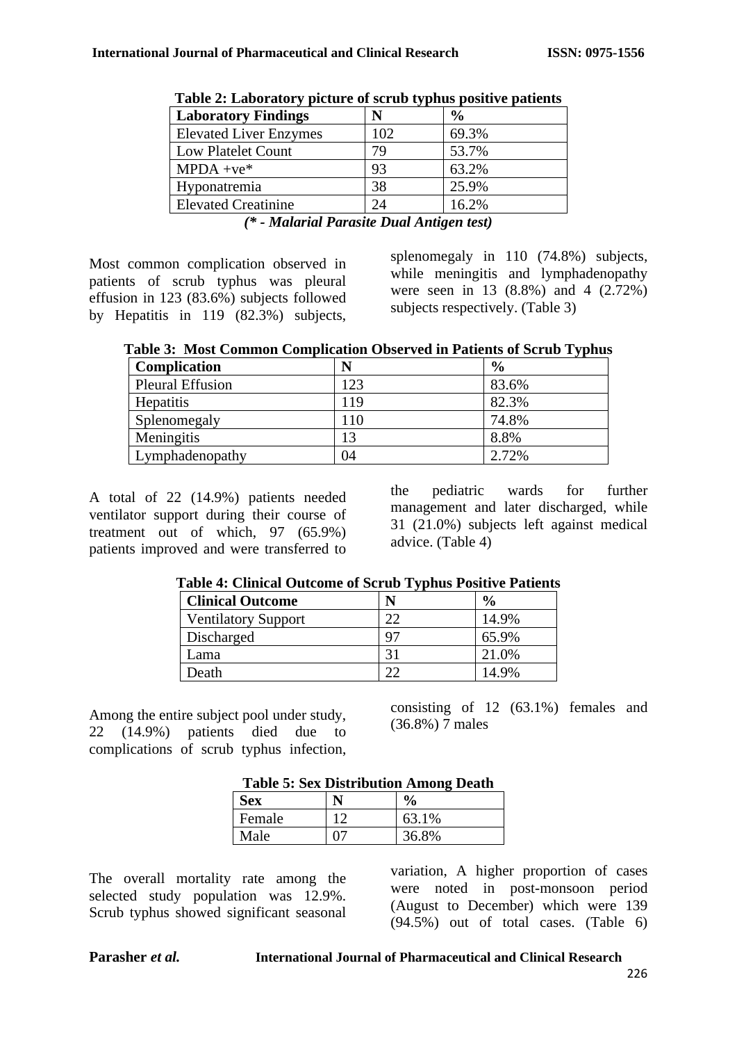**Table 2: Laboratory picture of scrub typhus positive patients**

| Laboratory Findings | N | % |
|---|---|---|
| Elevated Liver Enzymes | 102 | 69.3% |
| Low Platelet Count | 79 | 53.7% |
| MPDA +ve* | 93 | 63.2% |
| Hyponatremia | 38 | 25.9% |
| Elevated Creatinine | 24 | 16.2% |

*(* - Malarial Parasite Dual Antigen test)*

Most common complication observed in patients of scrub typhus was pleural effusion in 123 (83.6%) subjects followed by Hepatitis in 119 (82.3%) subjects, splenomegaly in 110 (74.8%) subjects, while meningitis and lymphadenopathy were seen in 13 (8.8%) and 4 (2.72%) subjects respectively. (Table 3)

**Table 3: Most Common Complication Observed in Patients of Scrub Typhus**

| Complication | N | % |
|---|---|---|
| Pleural Effusion | 123 | 83.6% |
| Hepatitis | 119 | 82.3% |
| Splenomegaly | 110 | 74.8% |
| Meningitis | 13 | 8.8% |
| Lymphadenopathy | 04 | 2.72% |

A total of 22 (14.9%) patients needed ventilator support during their course of treatment out of which, 97 (65.9%) patients improved and were transferred to the pediatric wards for further management and later discharged, while 31 (21.0%) subjects left against medical advice. (Table 4)

**Table 4: Clinical Outcome of Scrub Typhus Positive Patients**

| Clinical Outcome | N | % |
|---|---|---|
| Ventilatory Support | 22 | 14.9% |
| Discharged | 97 | 65.9% |
| Lama | 31 | 21.0% |
| Death | 22 | 14.9% |

Among the entire subject pool under study, 22 (14.9%) patients died due to complications of scrub typhus infection, consisting of 12 (63.1%) females and (36.8%) 7 males

**Table 5: Sex Distribution Among Death**

| Sex | N | % |
|---|---|---|
| Female | 12 | 63.1% |
| Male | 07 | 36.8% |

The overall mortality rate among the selected study population was 12.9%. Scrub typhus showed significant seasonal variation, A higher proportion of cases were noted in post-monsoon period (August to December) which were 139 (94.5%) out of total cases. (Table 6)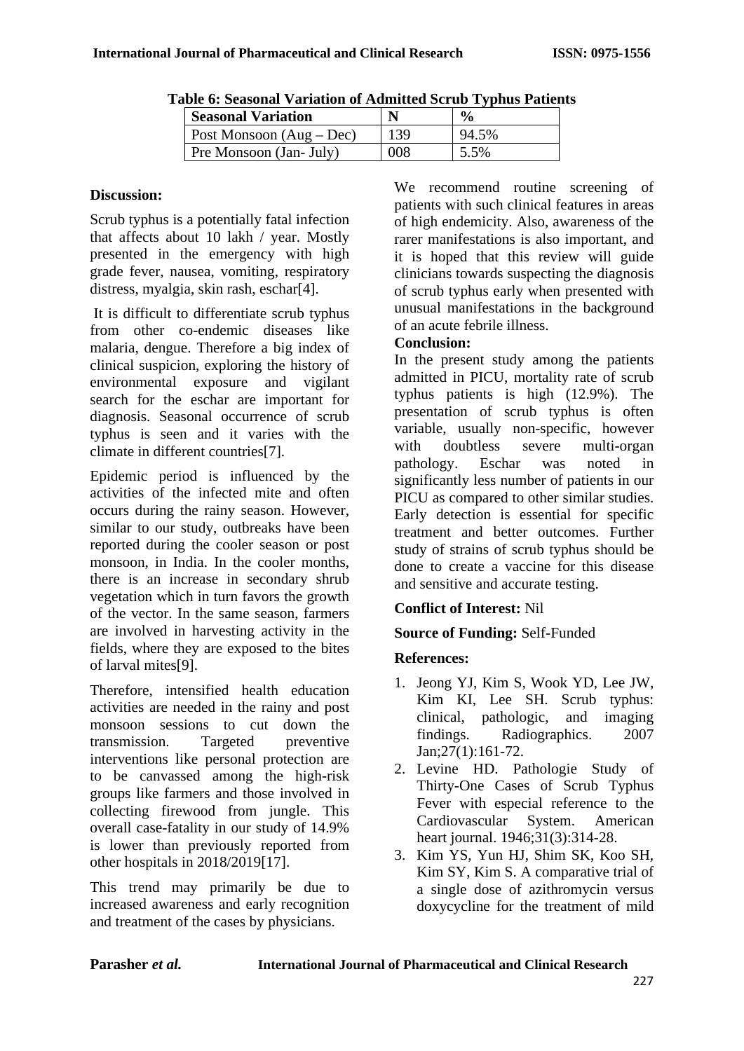**Table 6: Seasonal Variation of Admitted Scrub Typhus Patients**

| Seasonal Variation | N | % |
|---|---|---|
| Post Monsoon (Aug – Dec) | 139 | 94.5% |
| Pre Monsoon (Jan- July) | 008 | 5.5% |

**Discussion:**

Scrub typhus is a potentially fatal infection that affects about 10 lakh / year. Mostly presented in the emergency with high grade fever, nausea, vomiting, respiratory distress, myalgia, skin rash, eschar[4].

It is difficult to differentiate scrub typhus from other co-endemic diseases like malaria, dengue. Therefore a big index of clinical suspicion, exploring the history of environmental exposure and vigilant search for the eschar are important for diagnosis. Seasonal occurrence of scrub typhus is seen and it varies with the climate in different countries[7].

Epidemic period is influenced by the activities of the infected mite and often occurs during the rainy season. However, similar to our study, outbreaks have been reported during the cooler season or post monsoon, in India. In the cooler months, there is an increase in secondary shrub vegetation which in turn favors the growth of the vector. In the same season, farmers are involved in harvesting activity in the fields, where they are exposed to the bites of larval mites[9].

Therefore, intensified health education activities are needed in the rainy and post monsoon sessions to cut down the transmission. Targeted preventive interventions like personal protection are to be canvassed among the high-risk groups like farmers and those involved in collecting firewood from jungle. This overall case-fatality in our study of 14.9% is lower than previously reported from other hospitals in 2018/2019[17].

This trend may primarily be due to increased awareness and early recognition and treatment of the cases by physicians.

We recommend routine screening of patients with such clinical features in areas of high endemicity. Also, awareness of the rarer manifestations is also important, and it is hoped that this review will guide clinicians towards suspecting the diagnosis of scrub typhus early when presented with unusual manifestations in the background of an acute febrile illness.

**Conclusion:**

In the present study among the patients admitted in PICU, mortality rate of scrub typhus patients is high (12.9%). The presentation of scrub typhus is often variable, usually non-specific, however with doubtless severe multi-organ pathology. Eschar was noted in significantly less number of patients in our PICU as compared to other similar studies. Early detection is essential for specific treatment and better outcomes. Further study of strains of scrub typhus should be done to create a vaccine for this disease and sensitive and accurate testing.

**Conflict of Interest:** Nil

**Source of Funding:** Self-Funded

**References:**

1. Jeong YJ, Kim S, Wook YD, Lee JW, Kim KI, Lee SH. Scrub typhus: clinical, pathologic, and imaging findings. Radiographics. 2007 Jan;27(1):161-72.
2. Levine HD. Pathologie Study of Thirty-One Cases of Scrub Typhus Fever with especial reference to the Cardiovascular System. American heart journal. 1946;31(3):314-28.
3. Kim YS, Yun HJ, Shim SK, Koo SH, Kim SY, Kim S. A comparative trial of a single dose of azithromycin versus doxycycline for the treatment of mild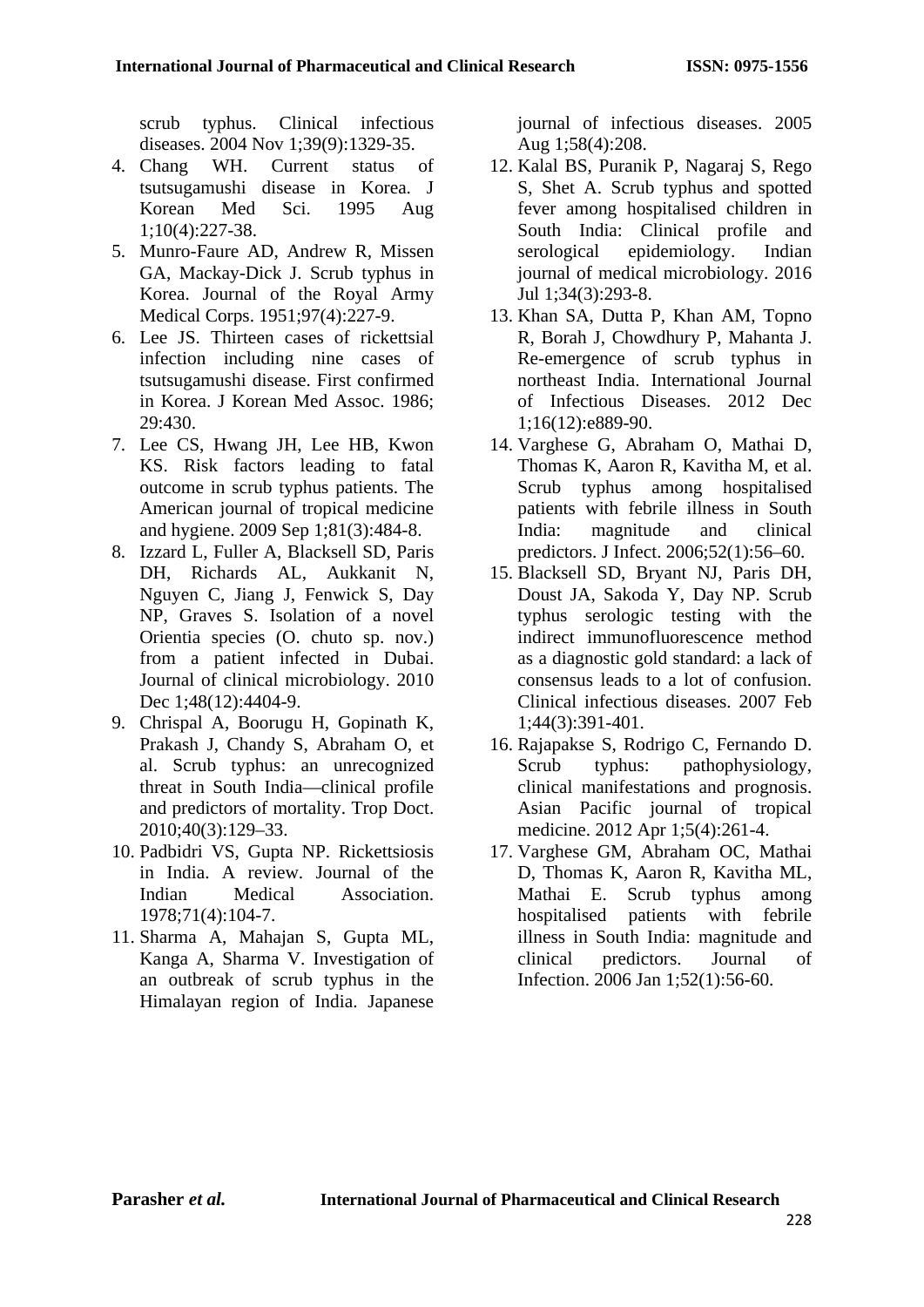scrub typhus. Clinical infectious diseases. 2004 Nov 1;39(9):1329-35.

4. Chang WH. Current status of tsutsugamushi disease in Korea. J Korean Med Sci. 1995 Aug 1;10(4):227-38.
5. Munro-Faure AD, Andrew R, Missen GA, Mackay-Dick J. Scrub typhus in Korea. Journal of the Royal Army Medical Corps. 1951;97(4):227-9.
6. Lee JS. Thirteen cases of rickettsial infection including nine cases of tsutsugamushi disease. First confirmed in Korea. J Korean Med Assoc. 1986; 29:430.
7. Lee CS, Hwang JH, Lee HB, Kwon KS. Risk factors leading to fatal outcome in scrub typhus patients. The American journal of tropical medicine and hygiene. 2009 Sep 1;81(3):484-8.
8. Izzard L, Fuller A, Blacksell SD, Paris DH, Richards AL, Aukkanit N, Nguyen C, Jiang J, Fenwick S, Day NP, Graves S. Isolation of a novel Orientia species (O. chuto sp. nov.) from a patient infected in Dubai. Journal of clinical microbiology. 2010 Dec 1;48(12):4404-9.
9. Chrispal A, Boorugu H, Gopinath K, Prakash J, Chandy S, Abraham O, et al. Scrub typhus: an unrecognized threat in South India—clinical profile and predictors of mortality. Trop Doct. 2010;40(3):129–33.
10. Padbidri VS, Gupta NP. Rickettsiosis in India. A review. Journal of the Indian Medical Association. 1978;71(4):104-7.
11. Sharma A, Mahajan S, Gupta ML, Kanga A, Sharma V. Investigation of an outbreak of scrub typhus in the Himalayan region of India. Japanese journal of infectious diseases. 2005 Aug 1;58(4):208.
12. Kalal BS, Puranik P, Nagaraj S, Rego S, Shet A. Scrub typhus and spotted fever among hospitalised children in South India: Clinical profile and serological epidemiology. Indian journal of medical microbiology. 2016 Jul 1;34(3):293-8.
13. Khan SA, Dutta P, Khan AM, Topno R, Borah J, Chowdhury P, Mahanta J. Re-emergence of scrub typhus in northeast India. International Journal of Infectious Diseases. 2012 Dec 1;16(12):e889-90.
14. Varghese G, Abraham O, Mathai D, Thomas K, Aaron R, Kavitha M, et al. Scrub typhus among hospitalised patients with febrile illness in South India: magnitude and clinical predictors. J Infect. 2006;52(1):56–60.
15. Blacksell SD, Bryant NJ, Paris DH, Doust JA, Sakoda Y, Day NP. Scrub typhus serologic testing with the indirect immunofluorescence method as a diagnostic gold standard: a lack of consensus leads to a lot of confusion. Clinical infectious diseases. 2007 Feb 1;44(3):391-401.
16. Rajapakse S, Rodrigo C, Fernando D. Scrub typhus: pathophysiology, clinical manifestations and prognosis. Asian Pacific journal of tropical medicine. 2012 Apr 1;5(4):261-4.
17. Varghese GM, Abraham OC, Mathai D, Thomas K, Aaron R, Kavitha ML, Mathai E. Scrub typhus among hospitalised patients with febrile illness in South India: magnitude and clinical predictors. Journal of Infection. 2006 Jan 1;52(1):56-60.